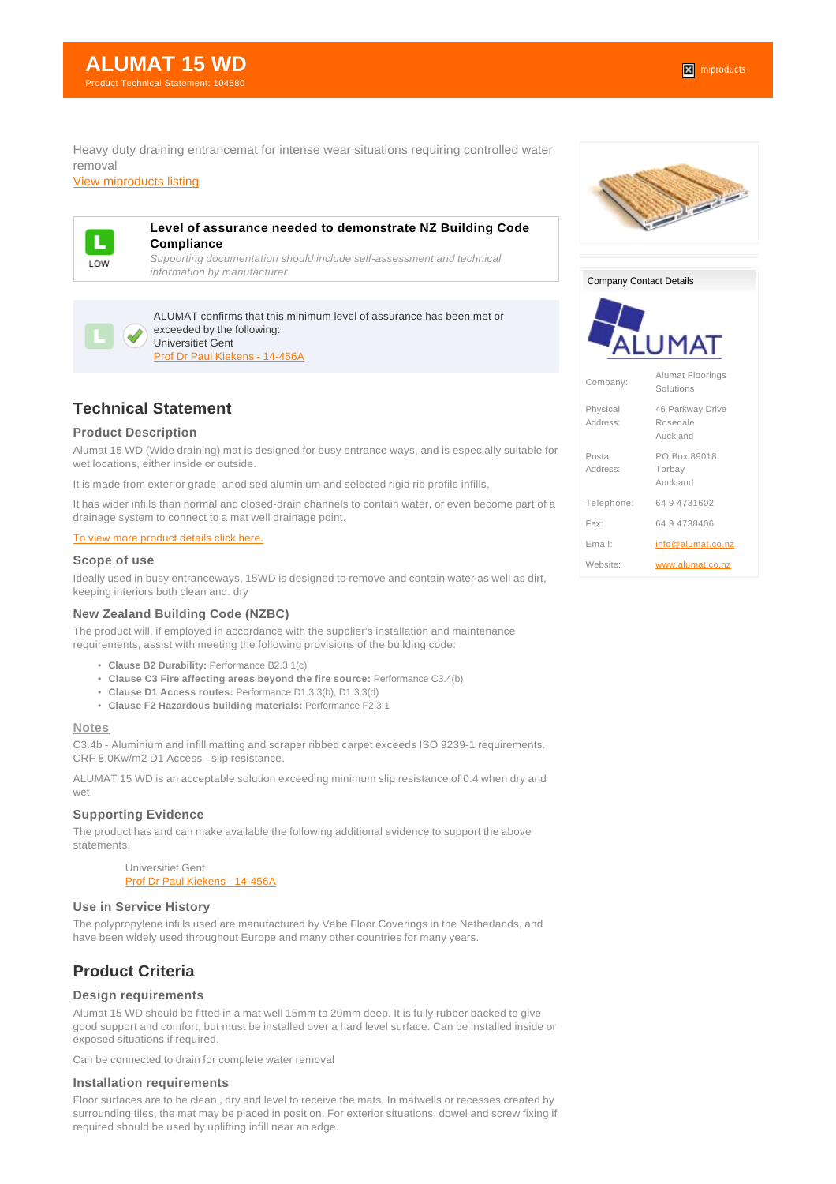# ALUMAT 15 WD

Product Technical Statement: 104580

miproducts

Heavy duty draining entrancemat for intense wear situations requiring controlled water removal

[View miproducts listing]

**L** LOW

**Level of assurance needed to demonstrate NZ Building Code Compliance**

*Supporting documentation should include self-assessment and technical information by manufacturer*

ALUMAT confirms that this minimum level of assurance has been met or exceeded by the following:
Universitiet Gent
Prof Dr Paul Kiekens - 14-456A

## Technical Statement

### Product Description

Alumat 15 WD (Wide draining) mat is designed for busy entrance ways, and is especially suitable for wet locations, either inside or outside.

It is made from exterior grade, anodised aluminium and selected rigid rib profile infills.

It has wider infills than normal and closed-drain channels to contain water, or even become part of a drainage system to connect to a mat well drainage point.

To view more product details click here.

### Scope of use

Ideally used in busy entranceways, 15WD is designed to remove and contain water as well as dirt, keeping interiors both clean and. dry

### New Zealand Building Code (NZBC)

The product will, if employed in accordance with the supplier's installation and maintenance requirements, assist with meeting the following provisions of the building code:

- **Clause B2 Durability:** Performance B2.3.1(c)
- **Clause C3 Fire affecting areas beyond the fire source:** Performance C3.4(b)
- **Clause D1 Access routes:** Performance D1.3.3(b), D1.3.3(d)
- **Clause F2 Hazardous building materials:** Performance F2.3.1

#### Notes

C3.4b - Aluminium and infill matting and scraper ribbed carpet exceeds ISO 9239-1 requirements. CRF 8.0Kw/m2 D1 Access - slip resistance.

ALUMAT 15 WD is an acceptable solution exceeding minimum slip resistance of 0.4 when dry and wet.

### Supporting Evidence

The product has and can make available the following additional evidence to support the above statements:

Universitiet Gent
Prof Dr Paul Kiekens - 14-456A

### Use in Service History

The polypropylene infills used are manufactured by Vebe Floor Coverings in the Netherlands, and have been widely used throughout Europe and many other countries for many years.

## Product Criteria

### Design requirements

Alumat 15 WD should be fitted in a mat well 15mm to 20mm deep. It is fully rubber backed to give good support and comfort, but must be installed over a hard level surface. Can be installed inside or exposed situations if required.

Can be connected to drain for complete water removal

### Installation requirements

Floor surfaces are to be clean , dry and level to receive the mats. In matwells or recesses created by surrounding tiles, the mat may be placed in position. For exterior situations, dowel and screw fixing if required should be used by uplifting infill near an edge.

---

**Company Contact Details**

ALUMAT

| | |
|---|---|
| Company: | Alumat Floorings Solutions |
| Physical Address: | 46 Parkway Drive Rosedale Auckland |
| Postal Address: | PO Box 89018 Torbay Auckland |
| Telephone: | 64 9 4731602 |
| Fax: | 64 9 4738406 |
| Email: | info@alumat.co.nz |
| Website: | www.alumat.co.nz |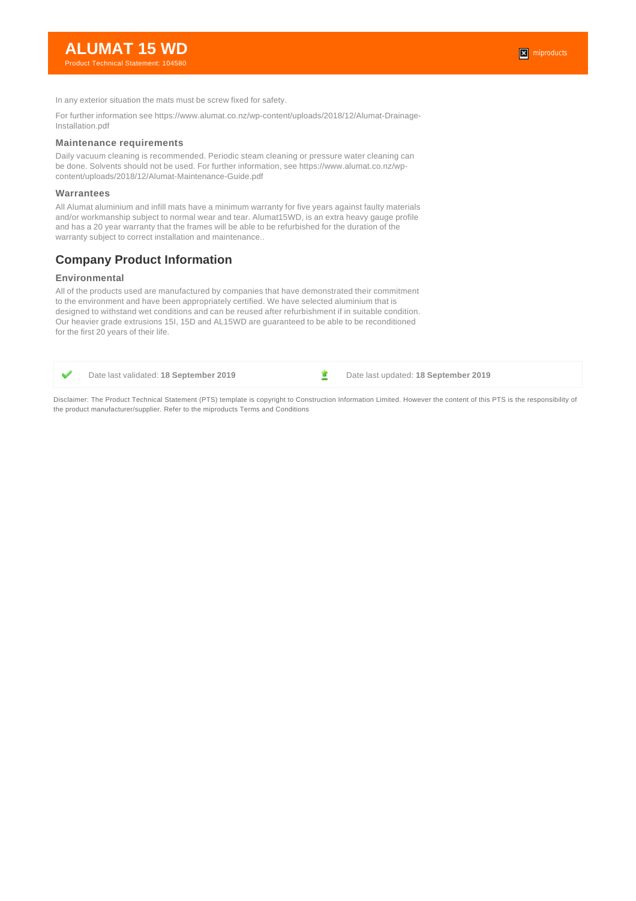In any exterior situation the mats must be screw fixed for safety.

For further information see https://www.alumat.co.nz/wp-content/uploads/2018/12/Alumat-Drainage-Installation.pdf

### Maintenance requirements

Daily vacuum cleaning is recommended. Periodic steam cleaning or pressure water cleaning can be done. Solvents should not be used. For further information, see https://www.alumat.co.nz/wp-content/uploads/2018/12/Alumat-Maintenance-Guide.pdf

### Warrantees

All Alumat aluminium and infill mats have a minimum warranty for five years against faulty materials and/or workmanship subject to normal wear and tear. Alumat15WD, is an extra heavy gauge profile and has a 20 year warranty that the frames will be able to be refurbished for the duration of the warranty subject to correct installation and maintenance..

## Company Product Information

### Environmental

All of the products used are manufactured by companies that have demonstrated their commitment to the environment and have been appropriately certified. We have selected aluminium that is designed to withstand wet conditions and can be reused after refurbishment if in suitable condition. Our heavier grade extrusions 15I, 15D and AL15WD are guaranteed to be able to be reconditioned for the first 20 years of their life.

Date last validated: **18 September 2019**

Date last updated: **18 September 2019**

Disclaimer: The Product Technical Statement (PTS) template is copyright to Construction Information Limited. However the content of this PTS is the responsibility of the product manufacturer/supplier. Refer to the miproducts Terms and Conditions